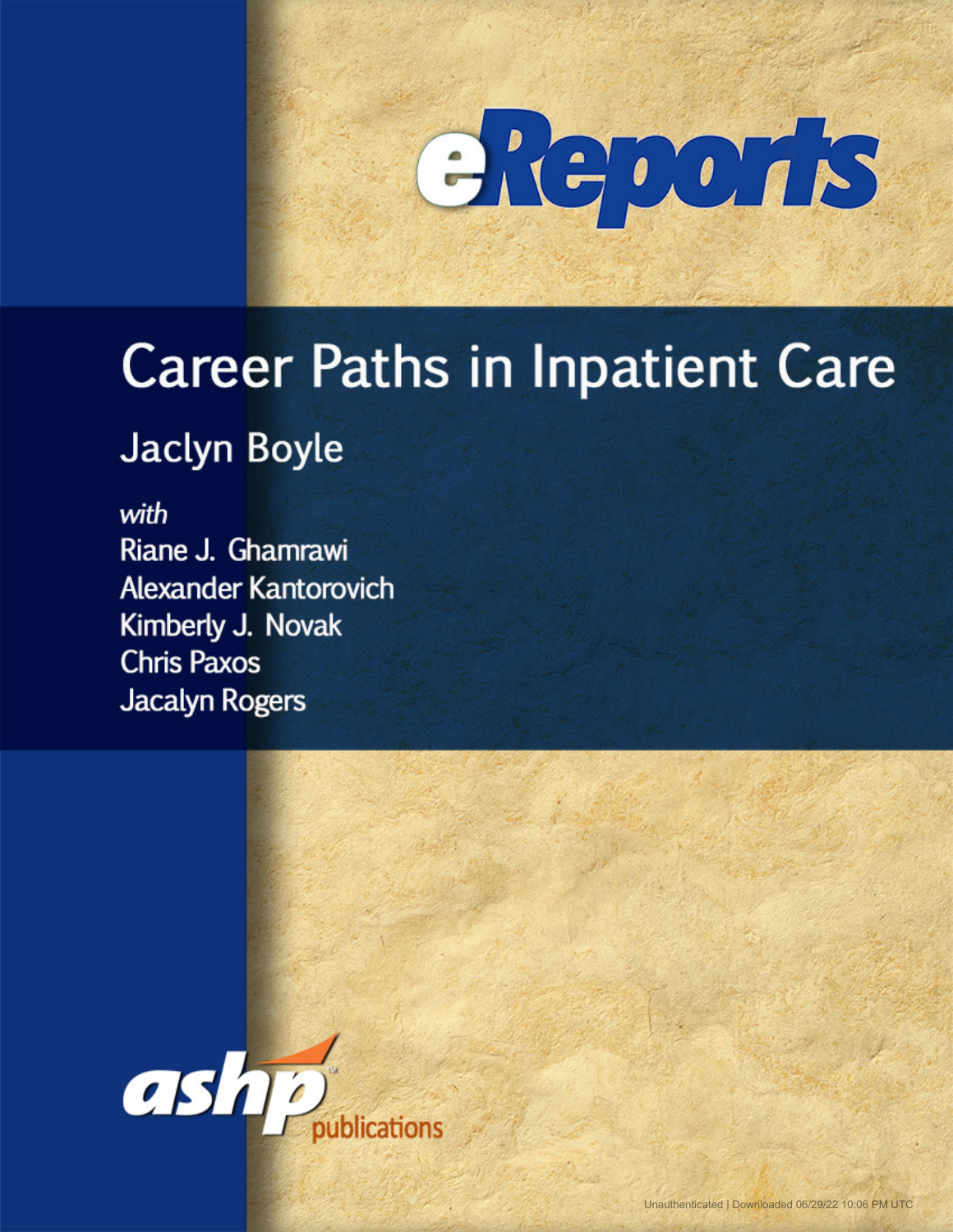# eReports

# Career Paths in Inpatient Care

## Jaclyn Boyle

*with*

Riane J. Ghamrawi
Alexander Kantorovich
Kimberly J. Novak
Chris Paxos
Jacalyn Rogers

ashp publications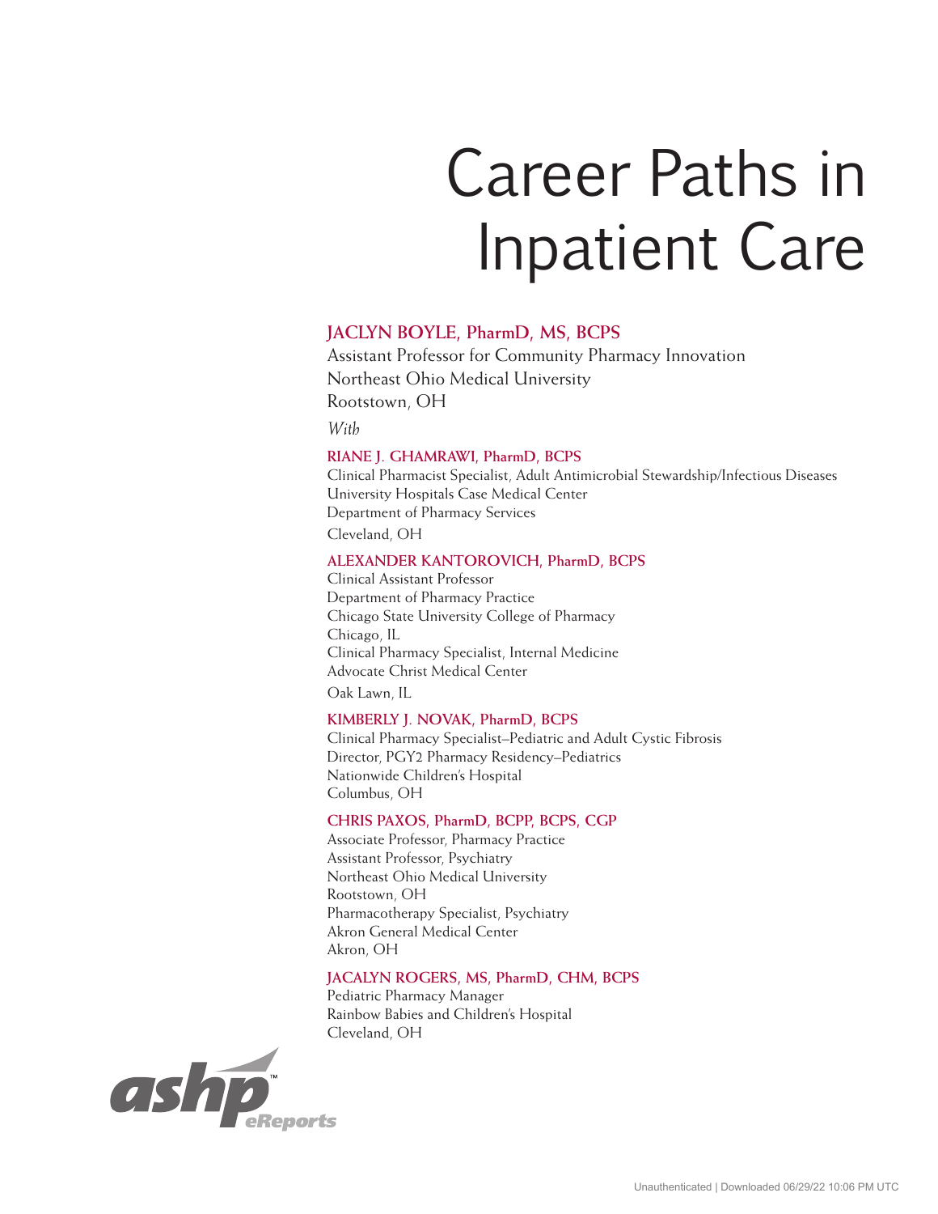# Career Paths in Inpatient Care

**JACLYN BOYLE, PharmD, MS, BCPS**
Assistant Professor for Community Pharmacy Innovation
Northeast Ohio Medical University
Rootstown, OH

*With*

**RIANE J. GHAMRAWI, PharmD, BCPS**
Clinical Pharmacist Specialist, Adult Antimicrobial Stewardship/Infectious Diseases
University Hospitals Case Medical Center
Department of Pharmacy Services
Cleveland, OH

**ALEXANDER KANTOROVICH, PharmD, BCPS**
Clinical Assistant Professor
Department of Pharmacy Practice
Chicago State University College of Pharmacy
Chicago, IL
Clinical Pharmacy Specialist, Internal Medicine
Advocate Christ Medical Center
Oak Lawn, IL

**KIMBERLY J. NOVAK, PharmD, BCPS**
Clinical Pharmacy Specialist–Pediatric and Adult Cystic Fibrosis
Director, PGY2 Pharmacy Residency–Pediatrics
Nationwide Children's Hospital
Columbus, OH

**CHRIS PAXOS, PharmD, BCPP, BCPS, CGP**
Associate Professor, Pharmacy Practice
Assistant Professor, Psychiatry
Northeast Ohio Medical University
Rootstown, OH
Pharmacotherapy Specialist, Psychiatry
Akron General Medical Center
Akron, OH

**JACALYN ROGERS, MS, PharmD, CHM, BCPS**
Pediatric Pharmacy Manager
Rainbow Babies and Children's Hospital
Cleveland, OH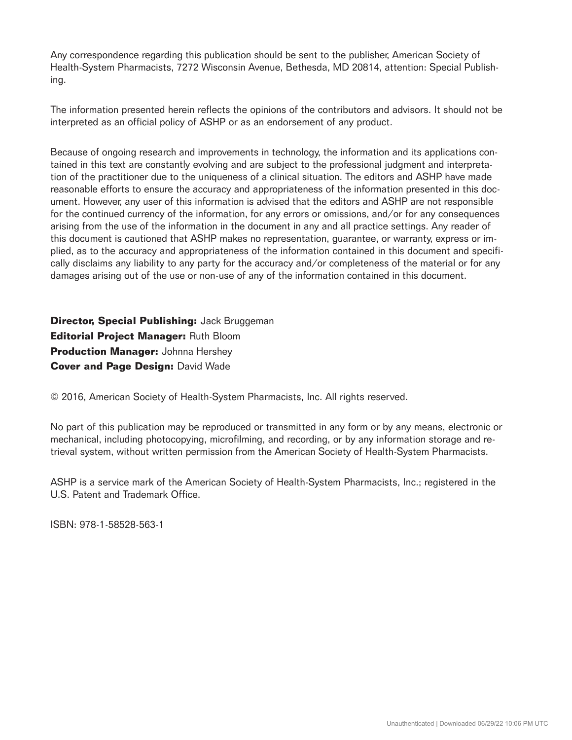Any correspondence regarding this publication should be sent to the publisher, American Society of Health-System Pharmacists, 7272 Wisconsin Avenue, Bethesda, MD 20814, attention: Special Publishing.

The information presented herein reflects the opinions of the contributors and advisors. It should not be interpreted as an official policy of ASHP or as an endorsement of any product.

Because of ongoing research and improvements in technology, the information and its applications contained in this text are constantly evolving and are subject to the professional judgment and interpretation of the practitioner due to the uniqueness of a clinical situation. The editors and ASHP have made reasonable efforts to ensure the accuracy and appropriateness of the information presented in this document. However, any user of this information is advised that the editors and ASHP are not responsible for the continued currency of the information, for any errors or omissions, and/or for any consequences arising from the use of the information in the document in any and all practice settings. Any reader of this document is cautioned that ASHP makes no representation, guarantee, or warranty, express or implied, as to the accuracy and appropriateness of the information contained in this document and specifically disclaims any liability to any party for the accuracy and/or completeness of the material or for any damages arising out of the use or non-use of any of the information contained in this document.

**Director, Special Publishing:** Jack Bruggeman
**Editorial Project Manager:** Ruth Bloom
**Production Manager:** Johnna Hershey
**Cover and Page Design:** David Wade

© 2016, American Society of Health-System Pharmacists, Inc. All rights reserved.

No part of this publication may be reproduced or transmitted in any form or by any means, electronic or mechanical, including photocopying, microfilming, and recording, or by any information storage and retrieval system, without written permission from the American Society of Health-System Pharmacists.

ASHP is a service mark of the American Society of Health-System Pharmacists, Inc.; registered in the U.S. Patent and Trademark Office.

ISBN: 978-1-58528-563-1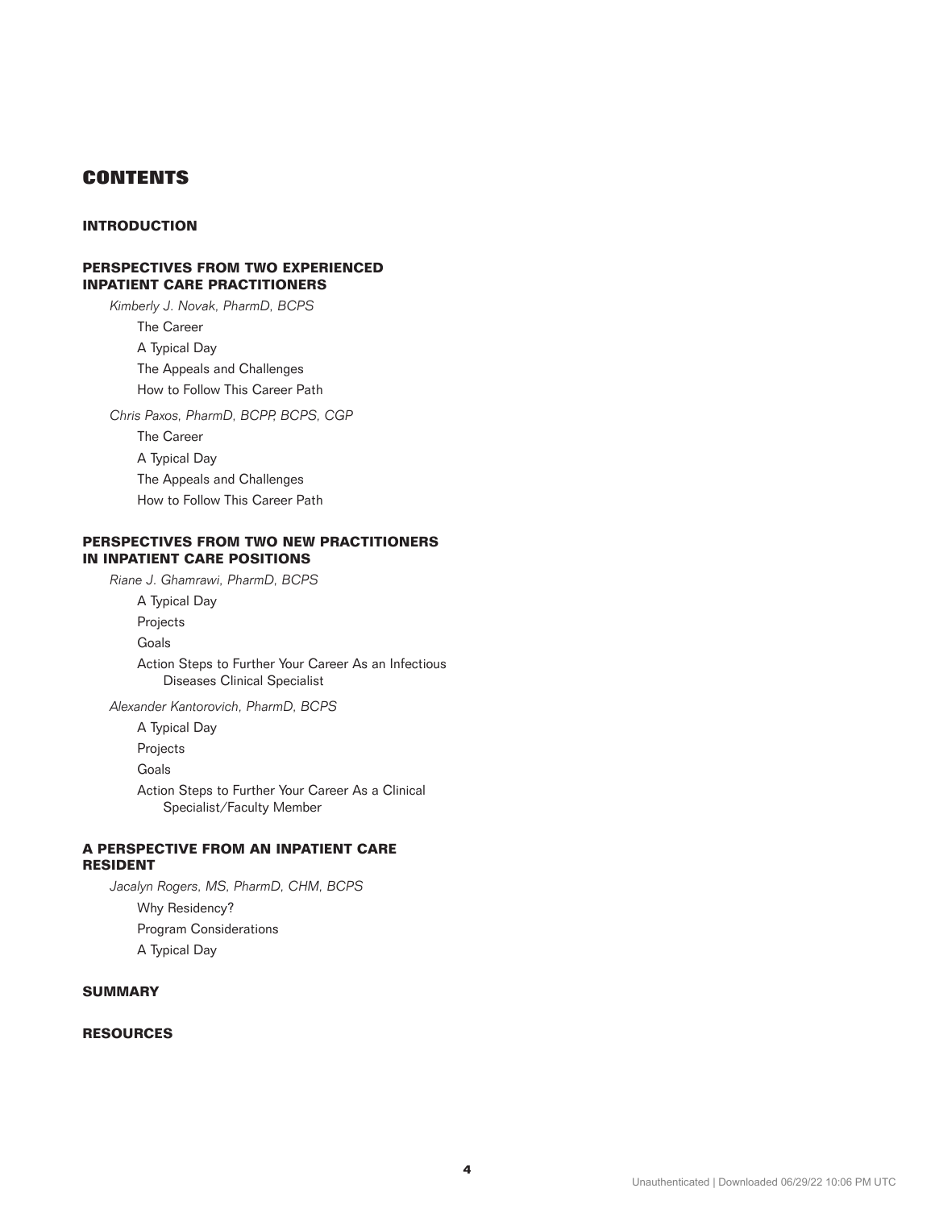# CONTENTS

## INTRODUCTION

## PERSPECTIVES FROM TWO EXPERIENCED INPATIENT CARE PRACTITIONERS

*Kimberly J. Novak, PharmD, BCPS*

- The Career
- A Typical Day
- The Appeals and Challenges
- How to Follow This Career Path

*Chris Paxos, PharmD, BCPP, BCPS, CGP*

- The Career
- A Typical Day
- The Appeals and Challenges
- How to Follow This Career Path

## PERSPECTIVES FROM TWO NEW PRACTITIONERS IN INPATIENT CARE POSITIONS

*Riane J. Ghamrawi, PharmD, BCPS*

- A Typical Day
- Projects
- Goals
- Action Steps to Further Your Career As an Infectious Diseases Clinical Specialist

*Alexander Kantorovich, PharmD, BCPS*

- A Typical Day
- Projects
- Goals
- Action Steps to Further Your Career As a Clinical Specialist/Faculty Member

## A PERSPECTIVE FROM AN INPATIENT CARE RESIDENT

*Jacalyn Rogers, MS, PharmD, CHM, BCPS*

- Why Residency?
- Program Considerations
- A Typical Day

## SUMMARY

## RESOURCES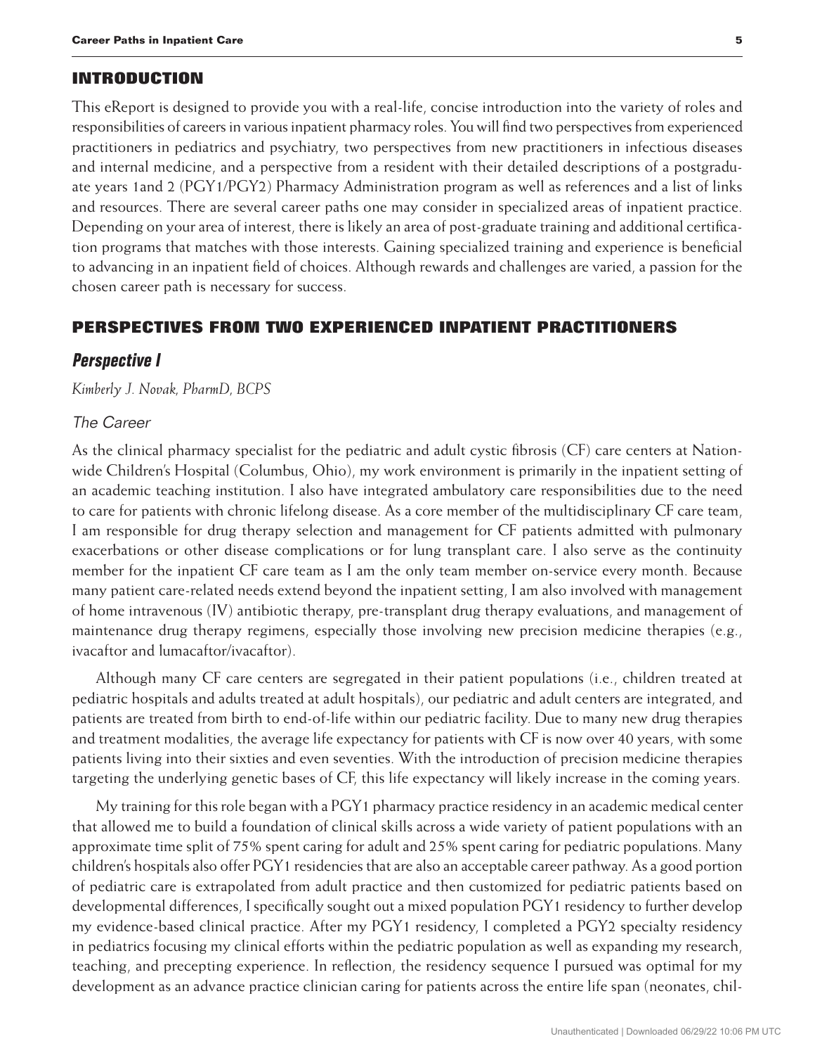## INTRODUCTION

This eReport is designed to provide you with a real-life, concise introduction into the variety of roles and responsibilities of careers in various inpatient pharmacy roles. You will find two perspectives from experienced practitioners in pediatrics and psychiatry, two perspectives from new practitioners in infectious diseases and internal medicine, and a perspective from a resident with their detailed descriptions of a postgraduate years 1and 2 (PGY1/PGY2) Pharmacy Administration program as well as references and a list of links and resources. There are several career paths one may consider in specialized areas of inpatient practice. Depending on your area of interest, there is likely an area of post-graduate training and additional certification programs that matches with those interests. Gaining specialized training and experience is beneficial to advancing in an inpatient field of choices. Although rewards and challenges are varied, a passion for the chosen career path is necessary for success.

## PERSPECTIVES FROM TWO EXPERIENCED INPATIENT PRACTITIONERS

### *Perspective I*

*Kimberly J. Novak, PharmD, BCPS*

#### *The Career*

As the clinical pharmacy specialist for the pediatric and adult cystic fibrosis (CF) care centers at Nationwide Children's Hospital (Columbus, Ohio), my work environment is primarily in the inpatient setting of an academic teaching institution. I also have integrated ambulatory care responsibilities due to the need to care for patients with chronic lifelong disease. As a core member of the multidisciplinary CF care team, I am responsible for drug therapy selection and management for CF patients admitted with pulmonary exacerbations or other disease complications or for lung transplant care. I also serve as the continuity member for the inpatient CF care team as I am the only team member on-service every month. Because many patient care-related needs extend beyond the inpatient setting, I am also involved with management of home intravenous (IV) antibiotic therapy, pre-transplant drug therapy evaluations, and management of maintenance drug therapy regimens, especially those involving new precision medicine therapies (e.g., ivacaftor and lumacaftor/ivacaftor).

Although many CF care centers are segregated in their patient populations (i.e., children treated at pediatric hospitals and adults treated at adult hospitals), our pediatric and adult centers are integrated, and patients are treated from birth to end-of-life within our pediatric facility. Due to many new drug therapies and treatment modalities, the average life expectancy for patients with CF is now over 40 years, with some patients living into their sixties and even seventies. With the introduction of precision medicine therapies targeting the underlying genetic bases of CF, this life expectancy will likely increase in the coming years.

My training for this role began with a PGY1 pharmacy practice residency in an academic medical center that allowed me to build a foundation of clinical skills across a wide variety of patient populations with an approximate time split of 75% spent caring for adult and 25% spent caring for pediatric populations. Many children's hospitals also offer PGY1 residencies that are also an acceptable career pathway. As a good portion of pediatric care is extrapolated from adult practice and then customized for pediatric patients based on developmental differences, I specifically sought out a mixed population PGY1 residency to further develop my evidence-based clinical practice. After my PGY1 residency, I completed a PGY2 specialty residency in pediatrics focusing my clinical efforts within the pediatric population as well as expanding my research, teaching, and precepting experience. In reflection, the residency sequence I pursued was optimal for my development as an advance practice clinician caring for patients across the entire life span (neonates, chil-